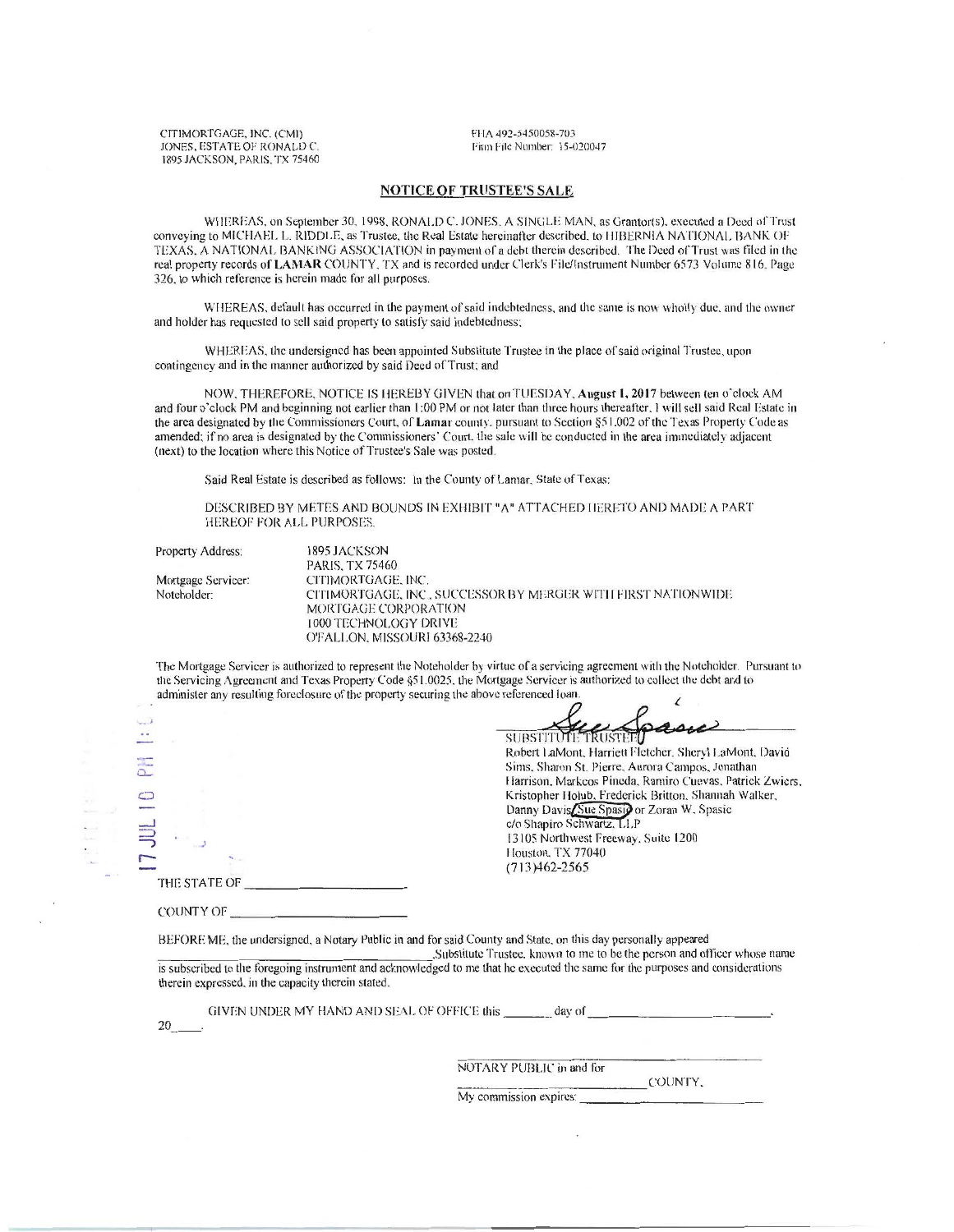CITIMORTGAGE, INC. (CMI)
JONES, ESTATE OF RONALD C.
1895 JACKSON, PARIS, TX 75460

FHA 492-5450058-703
Firm File Number: 15-020047

## NOTICE OF TRUSTEE'S SALE

WHEREAS, on September 30, 1998, RONALD C. JONES, A SINGLE MAN, as Grantor(s), executed a Deed of Trust conveying to MICHAEL L. RIDDLE, as Trustee, the Real Estate hereinafter described, to HIBERNIA NATIONAL BANK OF TEXAS, A NATIONAL BANKING ASSOCIATION in payment of a debt therein described. The Deed of Trust was filed in the real property records of **LAMAR** COUNTY, TX and is recorded under Clerk's File/Instrument Number 6573 Volume 816, Page 326, to which reference is herein made for all purposes.

WHEREAS, default has occurred in the payment of said indebtedness, and the same is now wholly due, and the owner and holder has requested to sell said property to satisfy said indebtedness;

WHEREAS, the undersigned has been appointed Substitute Trustee in the place of said original Trustee, upon contingency and in the manner authorized by said Deed of Trust; and

NOW, THEREFORE, NOTICE IS HEREBY GIVEN that on TUESDAY, **August 1, 2017** between ten o'clock AM and four o'clock PM and beginning not earlier than 1:00 PM or not later than three hours thereafter, I will sell said Real Estate in the area designated by the Commissioners Court, of **Lamar** county, pursuant to Section §51.002 of the Texas Property Code as amended; if no area is designated by the Commissioners' Court, the sale will be conducted in the area immediately adjacent (next) to the location where this Notice of Trustee's Sale was posted.

Said Real Estate is described as follows: In the County of Lamar, State of Texas:

DESCRIBED BY METES AND BOUNDS IN EXHIBIT "A" ATTACHED HERETO AND MADE A PART HEREOF FOR ALL PURPOSES.

| | |
|---|---|
| Property Address: | 1895 JACKSON<br>PARIS, TX 75460 |
| Mortgage Servicer: | CITIMORTGAGE, INC. |
| Noteholder: | CITIMORTGAGE, INC., SUCCESSOR BY MERGER WITH FIRST NATIONWIDE MORTGAGE CORPORATION<br>1000 TECHNOLOGY DRIVE<br>O'FALLON, MISSOURI 63368-2240 |

The Mortgage Servicer is authorized to represent the Noteholder by virtue of a servicing agreement with the Noteholder. Pursuant to the Servicing Agreement and Texas Property Code §51.0025, the Mortgage Servicer is authorized to collect the debt and to administer any resulting foreclosure of the property securing the above referenced loan.

17 JUL 10 PM 1:0

Sue Spasic

SUBSTITUTE TRUSTEE

Robert LaMont, Harriett Fletcher, Sheryl LaMont, David Sims, Sharon St. Pierre, Aurora Campos, Jonathan Harrison, Markcos Pineda, Ramiro Cuevas, Patrick Zwiers, Kristopher Holub, Frederick Britton, Shannah Walker, Danny Davis, Sue Spasic or Zoran W. Spasic
c/o Shapiro Schwartz, LLP
13105 Northwest Freeway, Suite 1200
Houston, TX 77040
(713)462-2565

THE STATE OF \_\_\_\_\_\_\_\_\_\_\_\_\_\_\_\_\_\_\_\_

COUNTY OF \_\_\_\_\_\_\_\_\_\_\_\_\_\_\_\_\_\_\_\_

BEFORE ME, the undersigned, a Notary Public in and for said County and State, on this day personally appeared \_\_\_\_\_\_\_\_\_\_\_\_\_\_\_\_\_\_\_\_, Substitute Trustee, known to me to be the person and officer whose name is subscribed to the foregoing instrument and acknowledged to me that he executed the same for the purposes and considerations therein expressed, in the capacity therein stated.

GIVEN UNDER MY HAND AND SEAL OF OFFICE this \_\_\_\_\_\_ day of \_\_\_\_\_\_\_\_\_\_\_\_\_\_\_\_\_\_\_\_, 20\_\_\_\_.

\_\_\_\_\_\_\_\_\_\_\_\_\_\_\_\_\_\_\_\_
NOTARY PUBLIC in and for
\_\_\_\_\_\_\_\_\_\_\_\_\_\_\_\_\_\_\_\_ COUNTY,
My commission expires: \_\_\_\_\_\_\_\_\_\_\_\_\_\_\_\_\_\_\_\_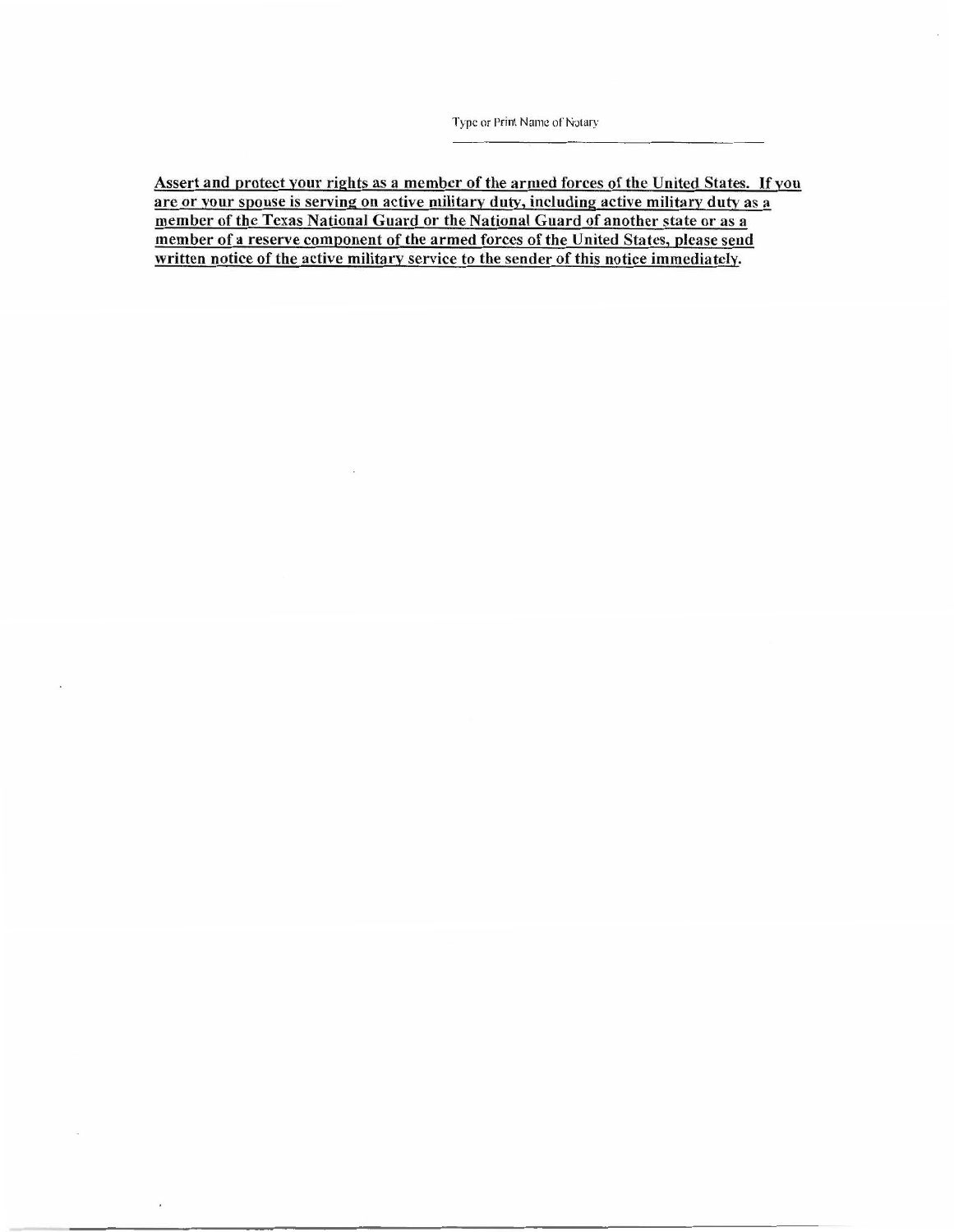Type or Print Name of Notary

______________________________

**Assert and protect your rights as a member of the armed forces of the United States. If you are or your spouse is serving on active military duty, including active military duty as a member of the Texas National Guard or the National Guard of another state or as a member of a reserve component of the armed forces of the United States, please send written notice of the active military service to the sender of this notice immediately.**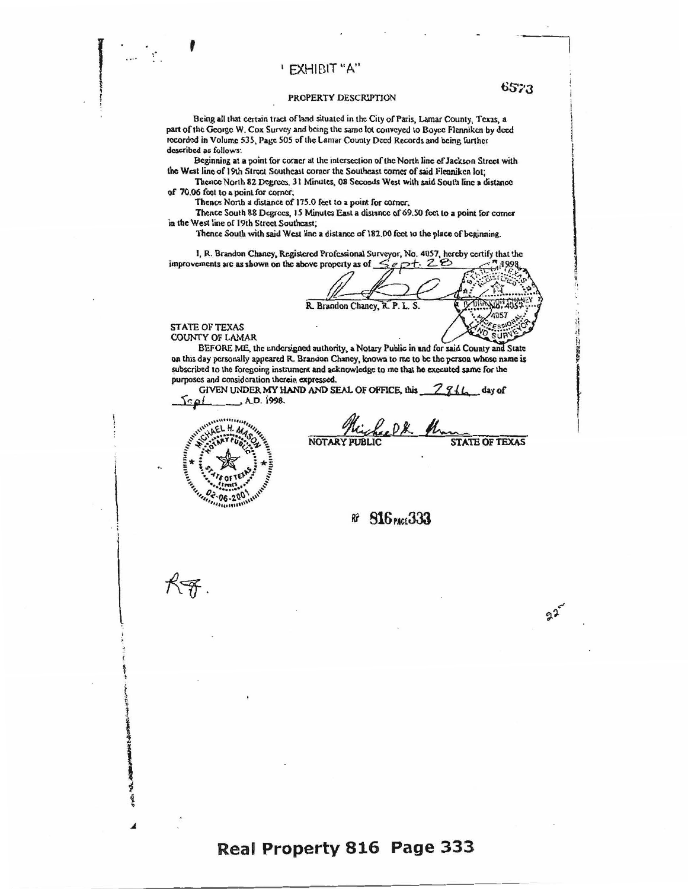# EXHIBIT "A"

6573

## PROPERTY DESCRIPTION

Being all that certain tract of land situated in the City of Paris, Lamar County, Texas, a part of the George W. Cox Survey and being the same lot conveyed to Boyce Flenniken by deed recorded in Volume 535, Page 505 of the Lamar County Deed Records and being further described as follows:

Beginning at a point for corner at the intersection of the North line of Jackson Street with the West line of 19th Street Southeast corner the Southeast corner of said Flenniken lot;

Thence North 82 Degrees, 31 Minutes, 08 Seconds West with said South line a distance of 70.06 feet to a point for corner;

Thence North a distance of 175.0 feet to a point for corner;

Thence South 88 Degrees, 15 Minutes East a distance of 69.50 feet to a point for corner in the West line of 19th Street Southeast;

Thence South with said West line a distance of 182.00 feet to the place of beginning.

I, R. Brandon Chaney, Registered Professional Surveyor, No. 4057, hereby certify that the improvements are as shown on the above property as of Sept. 28 1998.

R. Brandon Chaney, R. P. L. S.

STATE OF TEXAS
COUNTY OF LAMAR

BEFORE ME, the undersigned authority, a Notary Public in and for said County and State on this day personally appeared R. Brandon Chaney, known to me to be the person whose name is subscribed to the foregoing instrument and acknowledge to me that he executed same for the purposes and consideration therein expressed.

GIVEN UNDER MY HAND AND SEAL OF OFFICE, this 28th day of Sept, A.D. 1998.

NOTARY PUBLIC STATE OF TEXAS

RP 816 PAGE 333

Real Property 816 Page 333